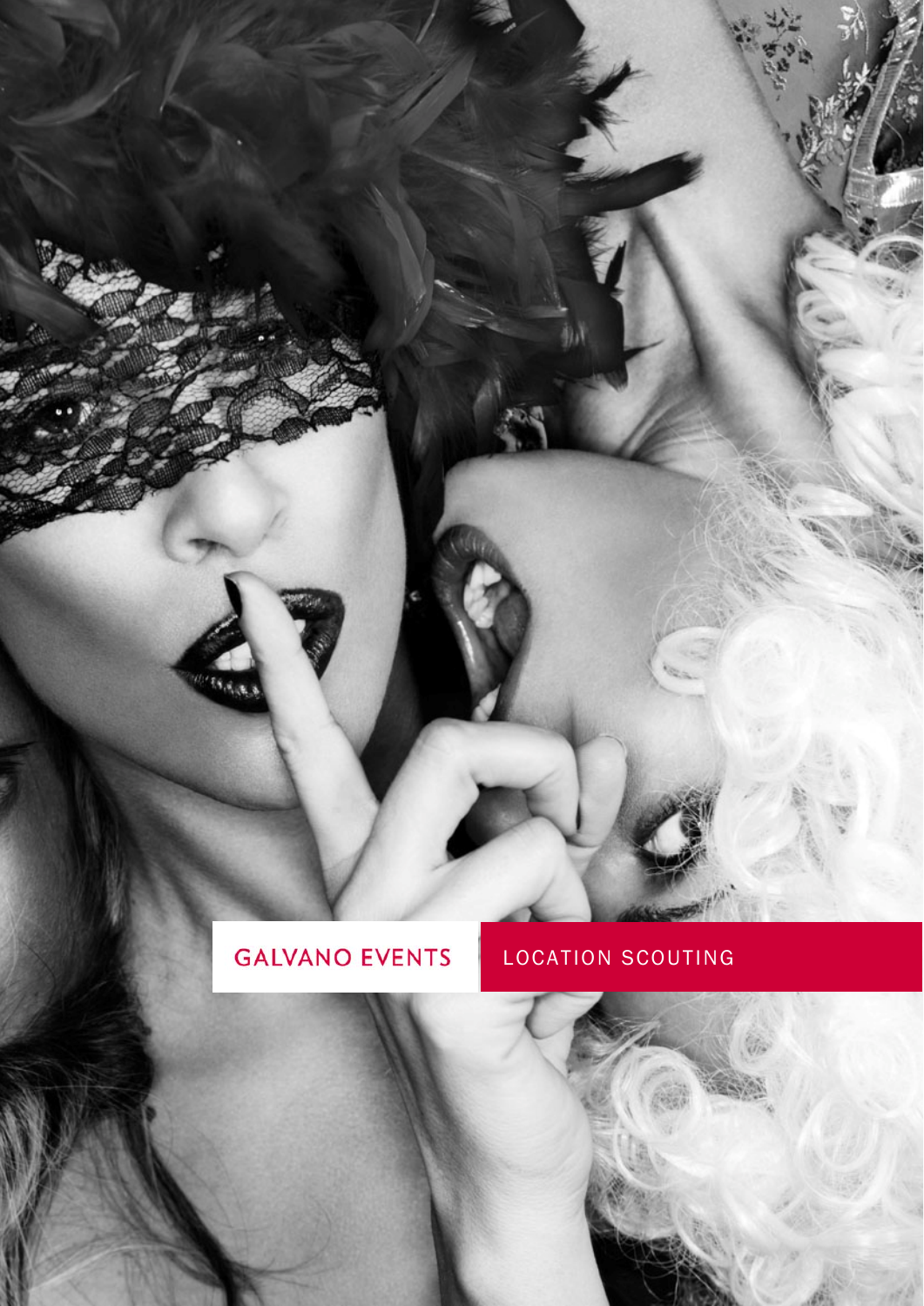GALVANO EVENTS

LOCATION SCOUTING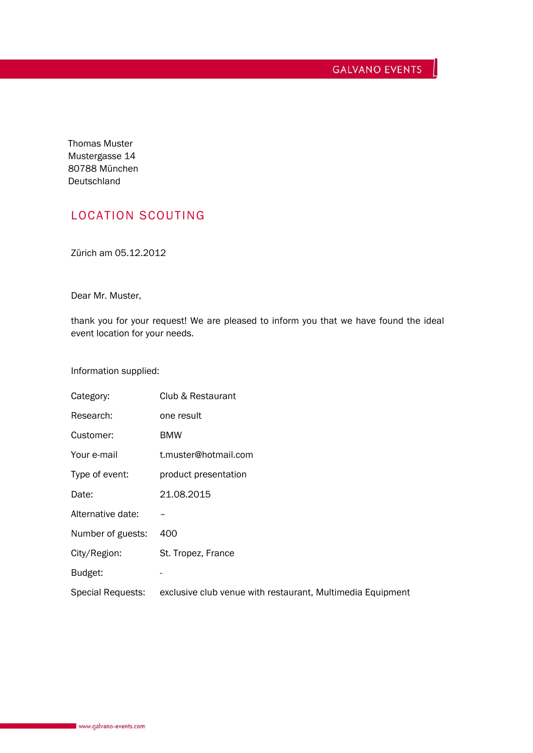Thomas Muster
Mustergasse 14
80788 München
Deutschland

## LOCATION SCOUTING

Zürich am 05.12.2012

Dear Mr. Muster,

thank you for your request! We are pleased to inform you that we have found the ideal event location for your needs.

Information supplied:

| | |
|---|---|
| Category: | Club & Restaurant |
| Research: | one result |
| Customer: | BMW |
| Your e-mail | t.muster@hotmail.com |
| Type of event: | product presentation |
| Date: | 21.08.2015 |
| Alternative date: | – |
| Number of guests: | 400 |
| City/Region: | St. Tropez, France |
| Budget: | - |
| Special Requests: | exclusive club venue with restaurant, Multimedia Equipment |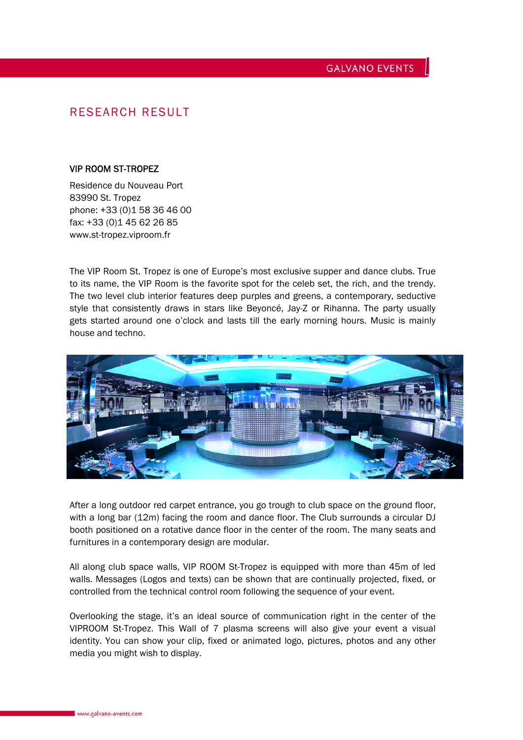## RESEARCH RESULT

**VIP ROOM ST-TROPEZ**

Residence du Nouveau Port
83990 St. Tropez
phone: +33 (0)1 58 36 46 00
fax: +33 (0)1 45 62 26 85
www.st-tropez.viproom.fr

The VIP Room St. Tropez is one of Europe's most exclusive supper and dance clubs. True to its name, the VIP Room is the favorite spot for the celeb set, the rich, and the trendy. The two level club interior features deep purples and greens, a contemporary, seductive style that consistently draws in stars like Beyoncé, Jay-Z or Rihanna. The party usually gets started around one o'clock and lasts till the early morning hours. Music is mainly house and techno.

After a long outdoor red carpet entrance, you go trough to club space on the ground floor, with a long bar (12m) facing the room and dance floor. The Club surrounds a circular DJ booth positioned on a rotative dance floor in the center of the room. The many seats and furnitures in a contemporary design are modular.

All along club space walls, VIP ROOM St-Tropez is equipped with more than 45m of led walls. Messages (Logos and texts) can be shown that are continually projected, fixed, or controlled from the technical control room following the sequence of your event.

Overlooking the stage, it's an ideal source of communication right in the center of the VIPROOM St-Tropez. This Wall of 7 plasma screens will also give your event a visual identity. You can show your clip, fixed or animated logo, pictures, photos and any other media you might wish to display.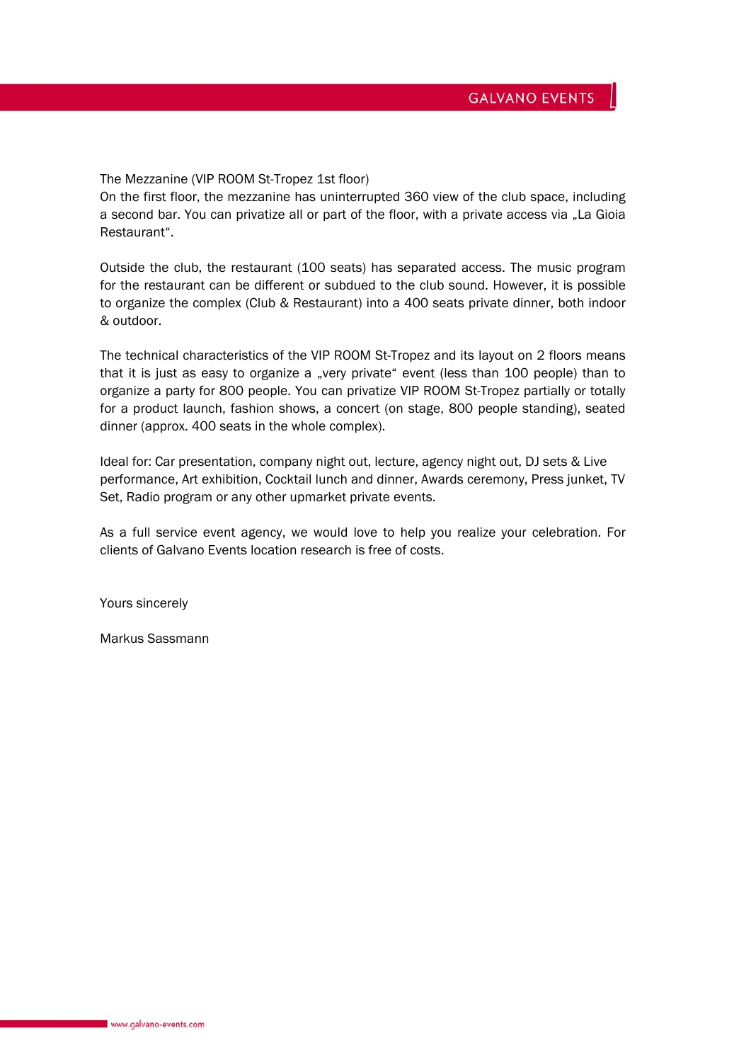The Mezzanine (VIP ROOM St-Tropez 1st floor)
On the first floor, the mezzanine has uninterrupted 360 view of the club space, including a second bar. You can privatize all or part of the floor, with a private access via „La Gioia Restaurant".

Outside the club, the restaurant (100 seats) has separated access. The music program for the restaurant can be different or subdued to the club sound. However, it is possible to organize the complex (Club & Restaurant) into a 400 seats private dinner, both indoor & outdoor.

The technical characteristics of the VIP ROOM St-Tropez and its layout on 2 floors means that it is just as easy to organize a „very private" event (less than 100 people) than to organize a party for 800 people. You can privatize VIP ROOM St-Tropez partially or totally for a product launch, fashion shows, a concert (on stage, 800 people standing), seated dinner (approx. 400 seats in the whole complex).

Ideal for: Car presentation, company night out, lecture, agency night out, DJ sets & Live performance, Art exhibition, Cocktail lunch and dinner, Awards ceremony, Press junket, TV Set, Radio program or any other upmarket private events.

As a full service event agency, we would love to help you realize your celebration. For clients of Galvano Events location research is free of costs.

Yours sincerely

Markus Sassmann